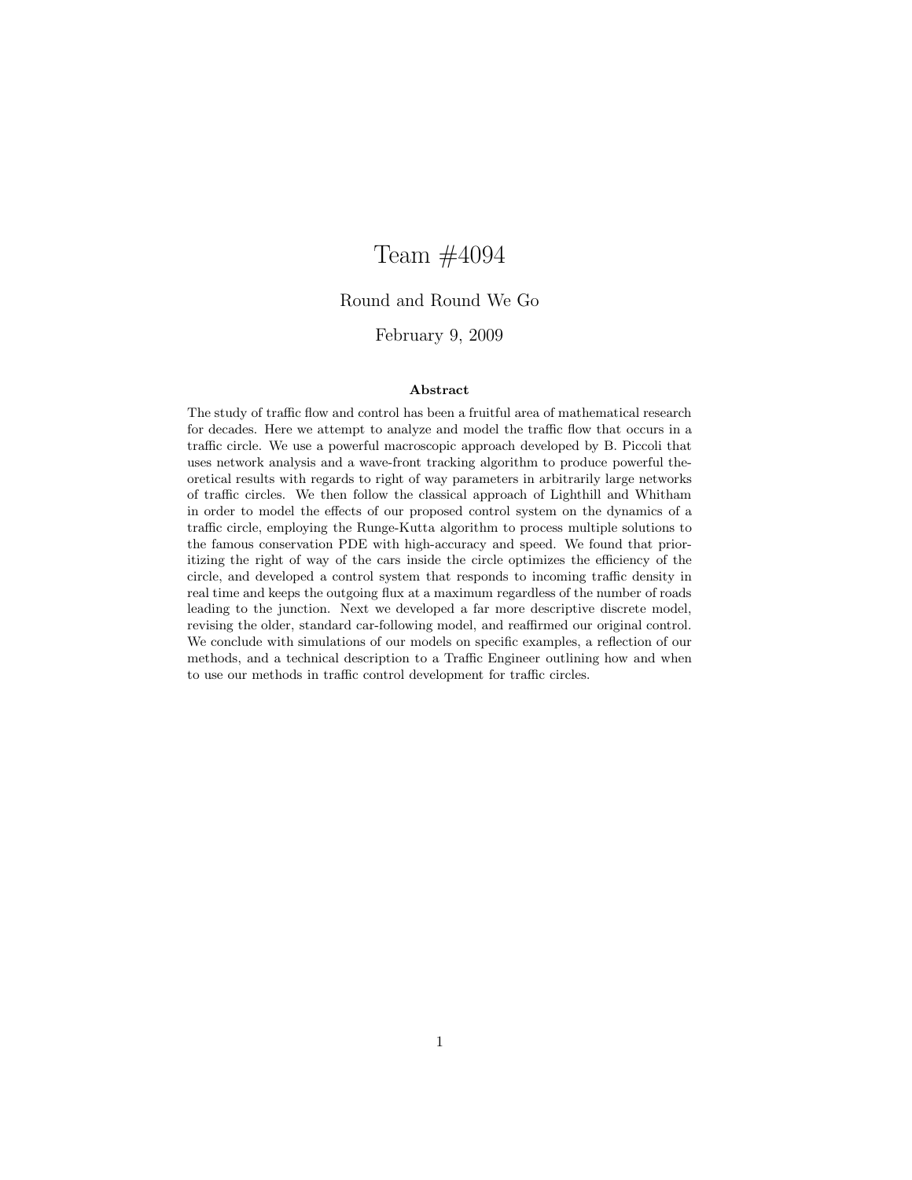# Team #4094

Round and Round We Go

February 9, 2009

**Abstract**

The study of traffic flow and control has been a fruitful area of mathematical research for decades. Here we attempt to analyze and model the traffic flow that occurs in a traffic circle. We use a powerful macroscopic approach developed by B. Piccoli that uses network analysis and a wave-front tracking algorithm to produce powerful theoretical results with regards to right of way parameters in arbitrarily large networks of traffic circles. We then follow the classical approach of Lighthill and Whitham in order to model the effects of our proposed control system on the dynamics of a traffic circle, employing the Runge-Kutta algorithm to process multiple solutions to the famous conservation PDE with high-accuracy and speed. We found that prioritizing the right of way of the cars inside the circle optimizes the efficiency of the circle, and developed a control system that responds to incoming traffic density in real time and keeps the outgoing flux at a maximum regardless of the number of roads leading to the junction. Next we developed a far more descriptive discrete model, revising the older, standard car-following model, and reaffirmed our original control. We conclude with simulations of our models on specific examples, a reflection of our methods, and a technical description to a Traffic Engineer outlining how and when to use our methods in traffic control development for traffic circles.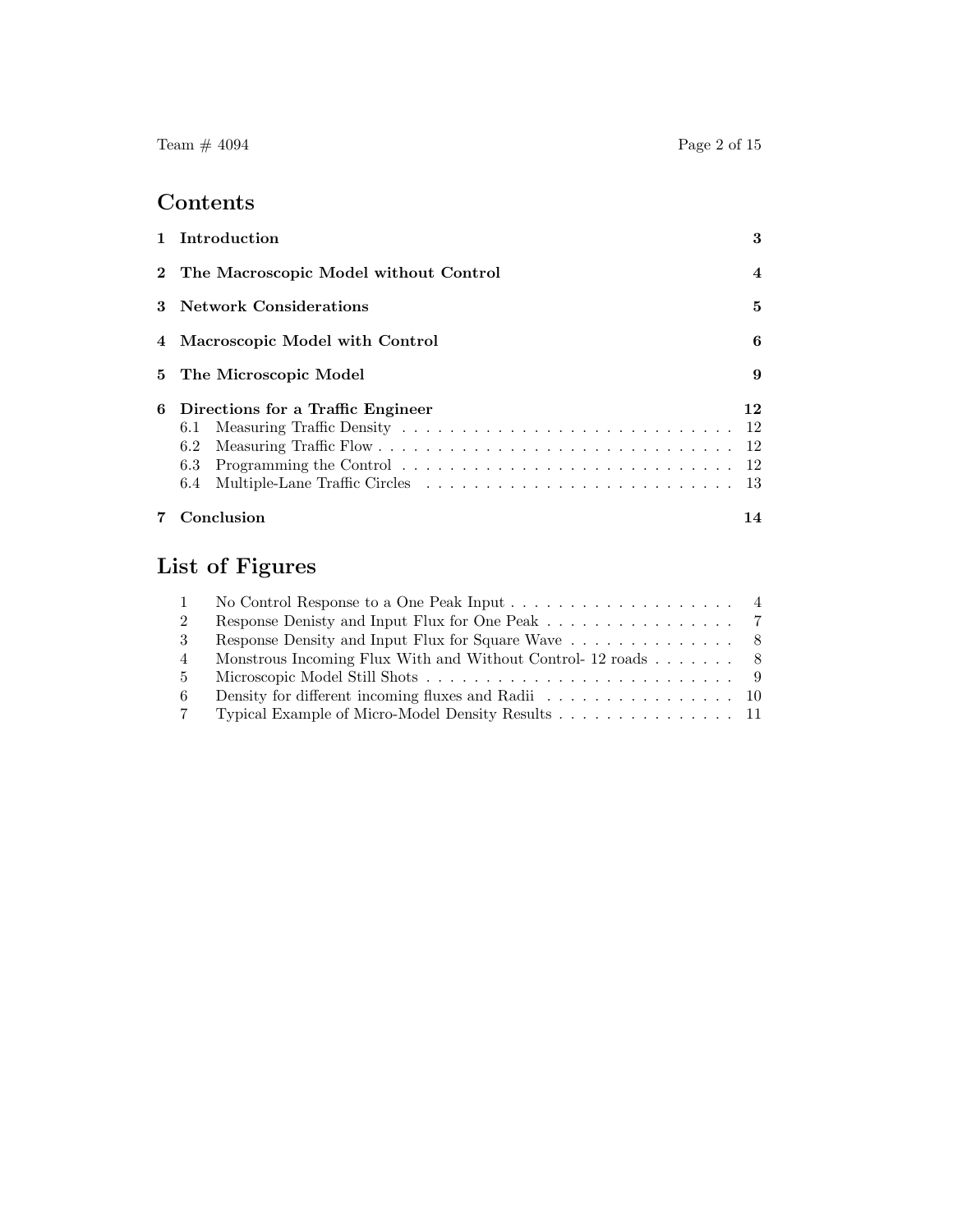# Contents

| | | |
|---|---|---|
| **1** | **Introduction** | **3** |
| **2** | **The Macroscopic Model without Control** | **4** |
| **3** | **Network Considerations** | **5** |
| **4** | **Macroscopic Model with Control** | **6** |
| **5** | **The Microscopic Model** | **9** |
| **6** | **Directions for a Traffic Engineer** | **12** |
| 6.1 | Measuring Traffic Density | 12 |
| 6.2 | Measuring Traffic Flow | 12 |
| 6.3 | Programming the Control | 12 |
| 6.4 | Multiple-Lane Traffic Circles | 13 |
| **7** | **Conclusion** | **14** |

# List of Figures

| | | |
|---|---|---|
| 1 | No Control Response to a One Peak Input | 4 |
| 2 | Response Denisty and Input Flux for One Peak | 7 |
| 3 | Response Density and Input Flux for Square Wave | 8 |
| 4 | Monstrous Incoming Flux With and Without Control- 12 roads | 8 |
| 5 | Microscopic Model Still Shots | 9 |
| 6 | Density for different incoming fluxes and Radii | 10 |
| 7 | Typical Example of Micro-Model Density Results | 11 |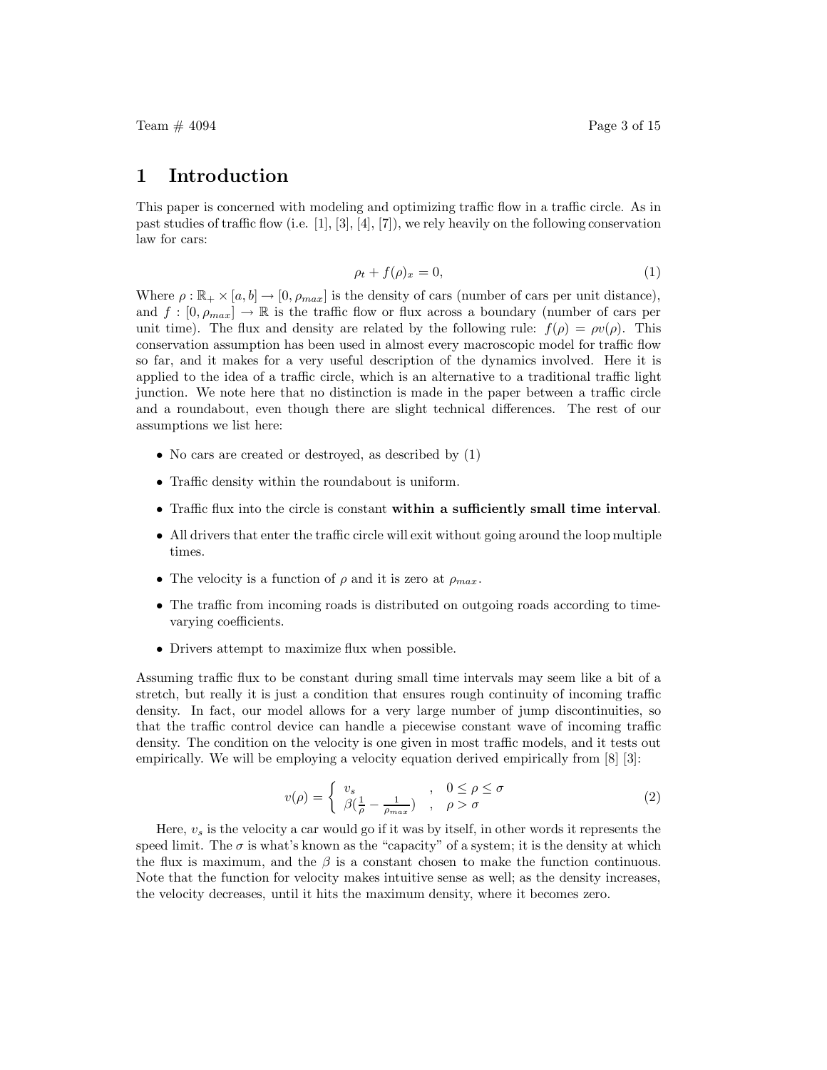# 1 Introduction

This paper is concerned with modeling and optimizing traffic flow in a traffic circle. As in past studies of traffic flow (i.e. [1], [3], [4], [7]), we rely heavily on the following conservation law for cars:

$$\rho_t + f(\rho)_x = 0, \tag{1}$$

Where $\rho : \mathbb{R}_+ \times [a, b] \to [0, \rho_{max}]$ is the density of cars (number of cars per unit distance), and $f : [0, \rho_{max}] \to \mathbb{R}$ is the traffic flow or flux across a boundary (number of cars per unit time). The flux and density are related by the following rule: $f(\rho) = \rho v(\rho)$. This conservation assumption has been used in almost every macroscopic model for traffic flow so far, and it makes for a very useful description of the dynamics involved. Here it is applied to the idea of a traffic circle, which is an alternative to a traditional traffic light junction. We note here that no distinction is made in the paper between a traffic circle and a roundabout, even though there are slight technical differences. The rest of our assumptions we list here:

- No cars are created or destroyed, as described by (1)
- Traffic density within the roundabout is uniform.
- Traffic flux into the circle is constant **within a sufficiently small time interval**.
- All drivers that enter the traffic circle will exit without going around the loop multiple times.
- The velocity is a function of $\rho$ and it is zero at $\rho_{max}$.
- The traffic from incoming roads is distributed on outgoing roads according to time-varying coefficients.
- Drivers attempt to maximize flux when possible.

Assuming traffic flux to be constant during small time intervals may seem like a bit of a stretch, but really it is just a condition that ensures rough continuity of incoming traffic density. In fact, our model allows for a very large number of jump discontinuities, so that the traffic control device can handle a piecewise constant wave of incoming traffic density. The condition on the velocity is one given in most traffic models, and it tests out empirically. We will be employing a velocity equation derived empirically from [8] [3]:

$$v(\rho) = \begin{cases} v_s & , \quad 0 \le \rho \le \sigma \\ \beta(\frac{1}{\rho} - \frac{1}{\rho_{max}}) & , \quad \rho > \sigma \end{cases} \tag{2}$$

Here, $v_s$ is the velocity a car would go if it was by itself, in other words it represents the speed limit. The $\sigma$ is what's known as the "capacity" of a system; it is the density at which the flux is maximum, and the $\beta$ is a constant chosen to make the function continuous. Note that the function for velocity makes intuitive sense as well; as the density increases, the velocity decreases, until it hits the maximum density, where it becomes zero.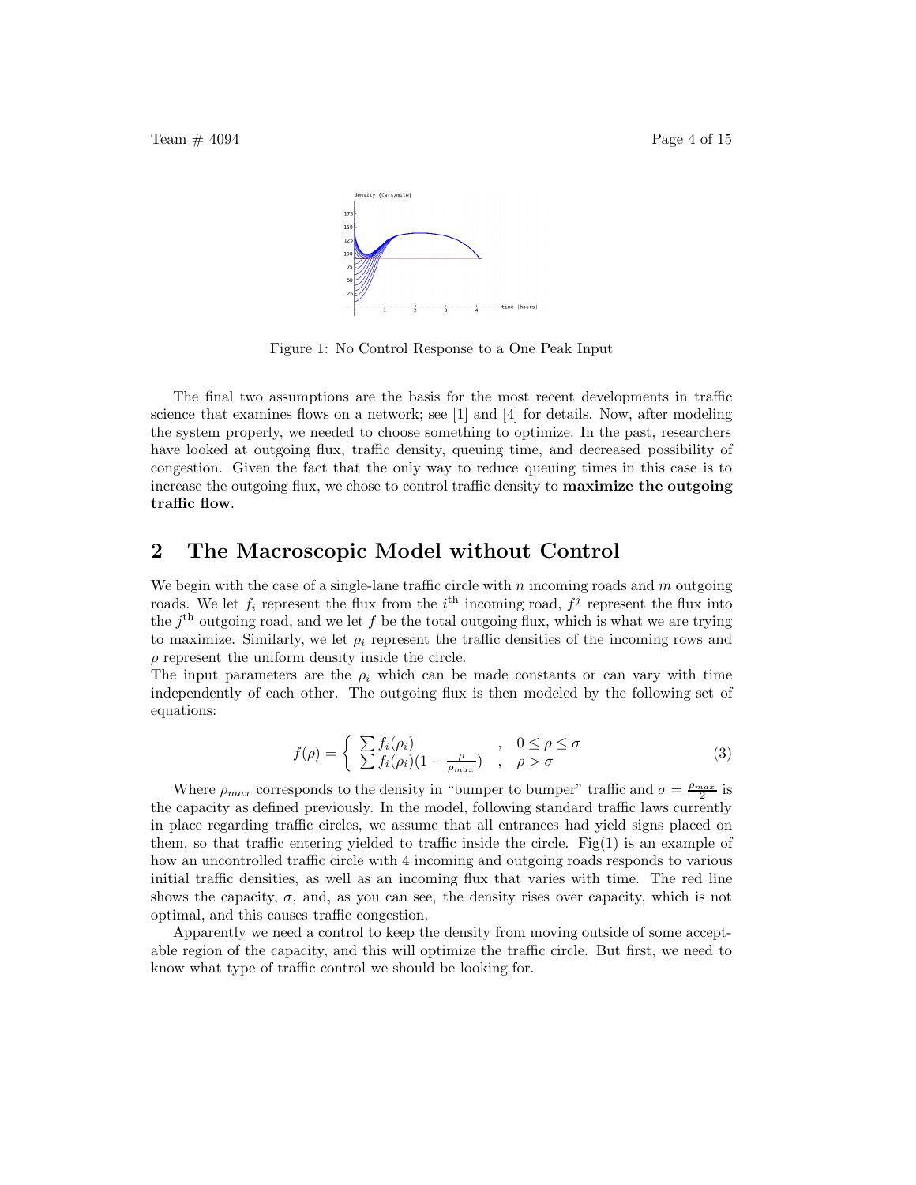Figure 1: No Control Response to a One Peak Input

The final two assumptions are the basis for the most recent developments in traffic science that examines flows on a network; see [1] and [4] for details. Now, after modeling the system properly, we needed to choose something to optimize. In the past, researchers have looked at outgoing flux, traffic density, queuing time, and decreased possibility of congestion. Given the fact that the only way to reduce queuing times in this case is to increase the outgoing flux, we chose to control traffic density to **maximize the outgoing traffic flow**.

## 2 The Macroscopic Model without Control

We begin with the case of a single-lane traffic circle with $n$ incoming roads and $m$ outgoing roads. We let $f_i$ represent the flux from the $i^{\text{th}}$ incoming road, $f^j$ represent the flux into the $j^{\text{th}}$ outgoing road, and we let $f$ be the total outgoing flux, which is what we are trying to maximize. Similarly, we let $\rho_i$ represent the traffic densities of the incoming rows and $\rho$ represent the uniform density inside the circle.

The input parameters are the $\rho_i$ which can be made constants or can vary with time independently of each other. The outgoing flux is then modeled by the following set of equations:

$$f(\rho) = \begin{cases} \sum f_i(\rho_i) & , \quad 0 \le \rho \le \sigma \\ \sum f_i(\rho_i)(1 - \frac{\rho}{\rho_{max}}) & , \quad \rho > \sigma \end{cases} \tag{3}$$

Where $\rho_{max}$ corresponds to the density in "bumper to bumper" traffic and $\sigma = \frac{\rho_{max}}{2}$ is the capacity as defined previously. In the model, following standard traffic laws currently in place regarding traffic circles, we assume that all entrances had yield signs placed on them, so that traffic entering yielded to traffic inside the circle. Fig(1) is an example of how an uncontrolled traffic circle with 4 incoming and outgoing roads responds to various initial traffic densities, as well as an incoming flux that varies with time. The red line shows the capacity, $\sigma$, and, as you can see, the density rises over capacity, which is not optimal, and this causes traffic congestion.

Apparently we need a control to keep the density from moving outside of some acceptable region of the capacity, and this will optimize the traffic circle. But first, we need to know what type of traffic control we should be looking for.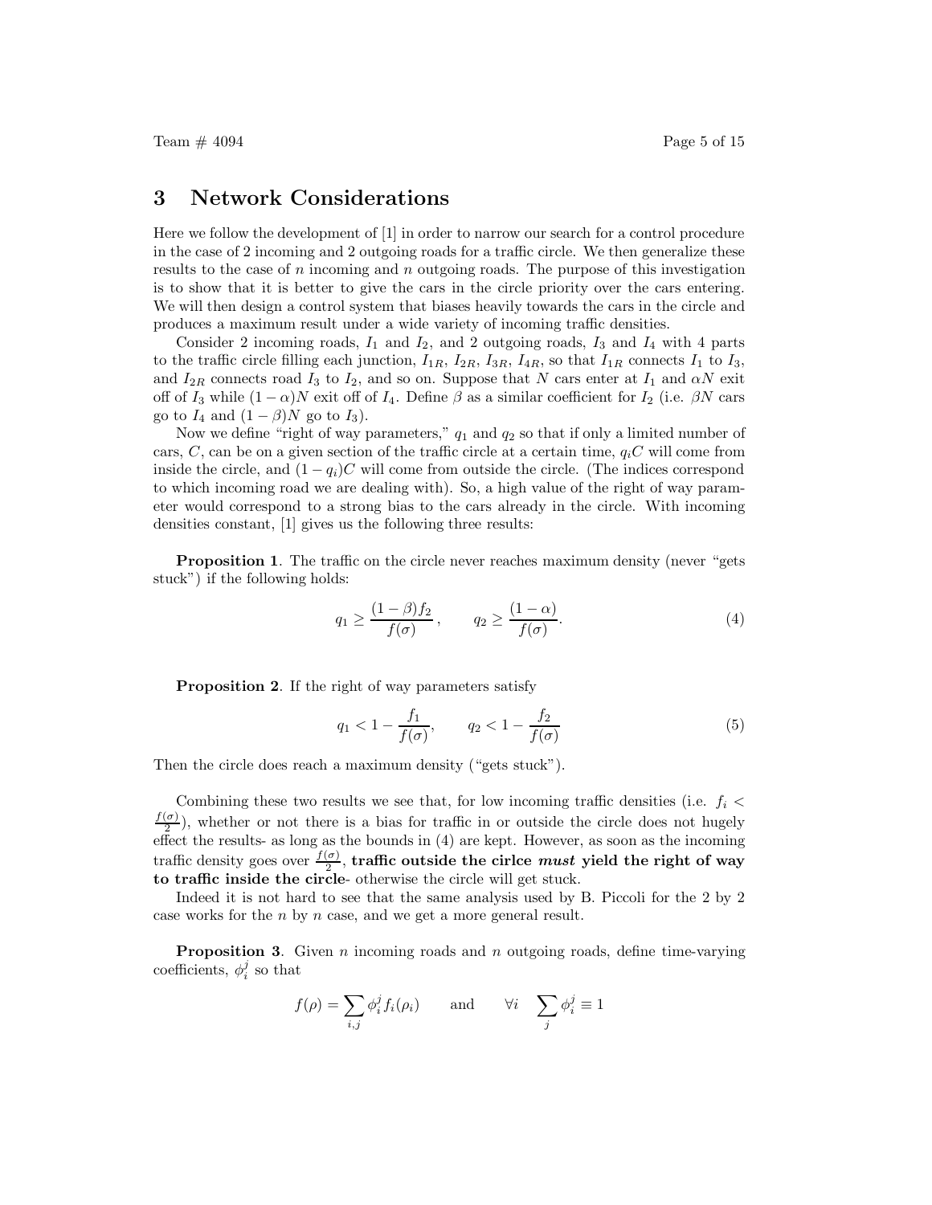# 3 Network Considerations

Here we follow the development of [1] in order to narrow our search for a control procedure in the case of 2 incoming and 2 outgoing roads for a traffic circle. We then generalize these results to the case of $n$ incoming and $n$ outgoing roads. The purpose of this investigation is to show that it is better to give the cars in the circle priority over the cars entering. We will then design a control system that biases heavily towards the cars in the circle and produces a maximum result under a wide variety of incoming traffic densities.

Consider 2 incoming roads, $I_1$ and $I_2$, and 2 outgoing roads, $I_3$ and $I_4$ with 4 parts to the traffic circle filling each junction, $I_{1R}$, $I_{2R}$, $I_{3R}$, $I_{4R}$, so that $I_{1R}$ connects $I_1$ to $I_3$, and $I_{2R}$ connects road $I_3$ to $I_2$, and so on. Suppose that $N$ cars enter at $I_1$ and $\alpha N$ exit off of $I_3$ while $(1-\alpha)N$ exit off of $I_4$. Define $\beta$ as a similar coefficient for $I_2$ (i.e. $\beta N$ cars go to $I_4$ and $(1-\beta)N$ go to $I_3$).

Now we define "right of way parameters," $q_1$ and $q_2$ so that if only a limited number of cars, $C$, can be on a given section of the traffic circle at a certain time, $q_i C$ will come from inside the circle, and $(1-q_i)C$ will come from outside the circle. (The indices correspond to which incoming road we are dealing with). So, a high value of the right of way parameter would correspond to a strong bias to the cars already in the circle. With incoming densities constant, [1] gives us the following three results:

**Proposition 1**. The traffic on the circle never reaches maximum density (never "gets stuck") if the following holds:

$$q_1 \geq \frac{(1-\beta)f_2}{f(\sigma)}, \qquad q_2 \geq \frac{(1-\alpha)}{f(\sigma)}. \tag{4}$$

**Proposition 2**. If the right of way parameters satisfy

$$q_1 < 1 - \frac{f_1}{f(\sigma)}, \qquad q_2 < 1 - \frac{f_2}{f(\sigma)} \tag{5}$$

Then the circle does reach a maximum density ("gets stuck").

Combining these two results we see that, for low incoming traffic densities (i.e. $f_i < \frac{f(\sigma)}{2}$), whether or not there is a bias for traffic in or outside the circle does not hugely effect the results- as long as the bounds in (4) are kept. However, as soon as the incoming traffic density goes over $\frac{f(\sigma)}{2}$, **traffic outside the cirlce *must* yield the right of way to traffic inside the circle**- otherwise the circle will get stuck.

Indeed it is not hard to see that the same analysis used by B. Piccoli for the 2 by 2 case works for the $n$ by $n$ case, and we get a more general result.

**Proposition 3**. Given $n$ incoming roads and $n$ outgoing roads, define time-varying coefficients, $\phi_i^j$ so that

$$f(\rho) = \sum_{i,j} \phi_i^j f_i(\rho_i) \qquad \text{and} \qquad \forall i \quad \sum_j \phi_i^j \equiv 1$$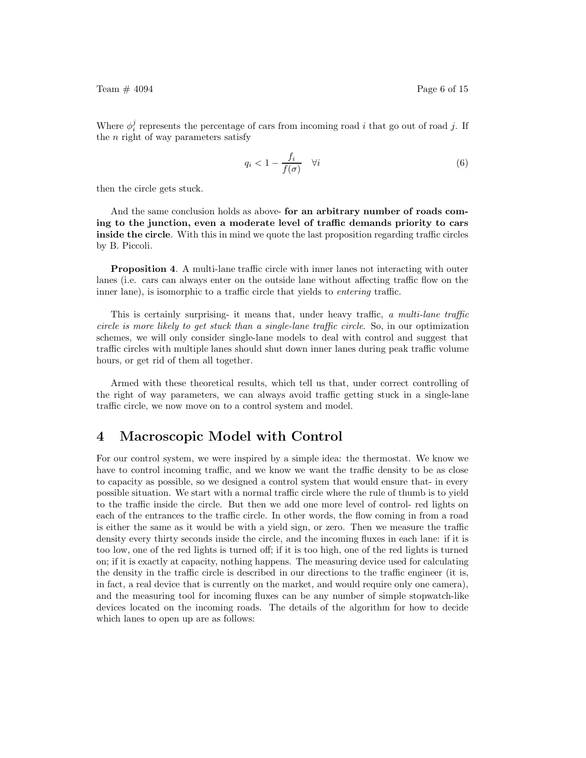Where $\phi_i^j$ represents the percentage of cars from incoming road $i$ that go out of road $j$. If the $n$ right of way parameters satisfy

$$q_i < 1 - \frac{f_i}{f(\sigma)} \quad \forall i \tag{6}$$

then the circle gets stuck.

And the same conclusion holds as above- **for an arbitrary number of roads coming to the junction, even a moderate level of traffic demands priority to cars inside the circle**. With this in mind we quote the last proposition regarding traffic circles by B. Piccoli.

**Proposition 4**. A multi-lane traffic circle with inner lanes not interacting with outer lanes (i.e. cars can always enter on the outside lane without affecting traffic flow on the inner lane), is isomorphic to a traffic circle that yields to *entering* traffic.

This is certainly surprising- it means that, under heavy traffic, *a multi-lane traffic circle is more likely to get stuck than a single-lane traffic circle*. So, in our optimization schemes, we will only consider single-lane models to deal with control and suggest that traffic circles with multiple lanes should shut down inner lanes during peak traffic volume hours, or get rid of them all together.

Armed with these theoretical results, which tell us that, under correct controlling of the right of way parameters, we can always avoid traffic getting stuck in a single-lane traffic circle, we now move on to a control system and model.

# 4 Macroscopic Model with Control

For our control system, we were inspired by a simple idea: the thermostat. We know we have to control incoming traffic, and we know we want the traffic density to be as close to capacity as possible, so we designed a control system that would ensure that- in every possible situation. We start with a normal traffic circle where the rule of thumb is to yield to the traffic inside the circle. But then we add one more level of control- red lights on each of the entrances to the traffic circle. In other words, the flow coming in from a road is either the same as it would be with a yield sign, or zero. Then we measure the traffic density every thirty seconds inside the circle, and the incoming fluxes in each lane: if it is too low, one of the red lights is turned off; if it is too high, one of the red lights is turned on; if it is exactly at capacity, nothing happens. The measuring device used for calculating the density in the traffic circle is described in our directions to the traffic engineer (it is, in fact, a real device that is currently on the market, and would require only one camera), and the measuring tool for incoming fluxes can be any number of simple stopwatch-like devices located on the incoming roads. The details of the algorithm for how to decide which lanes to open up are as follows: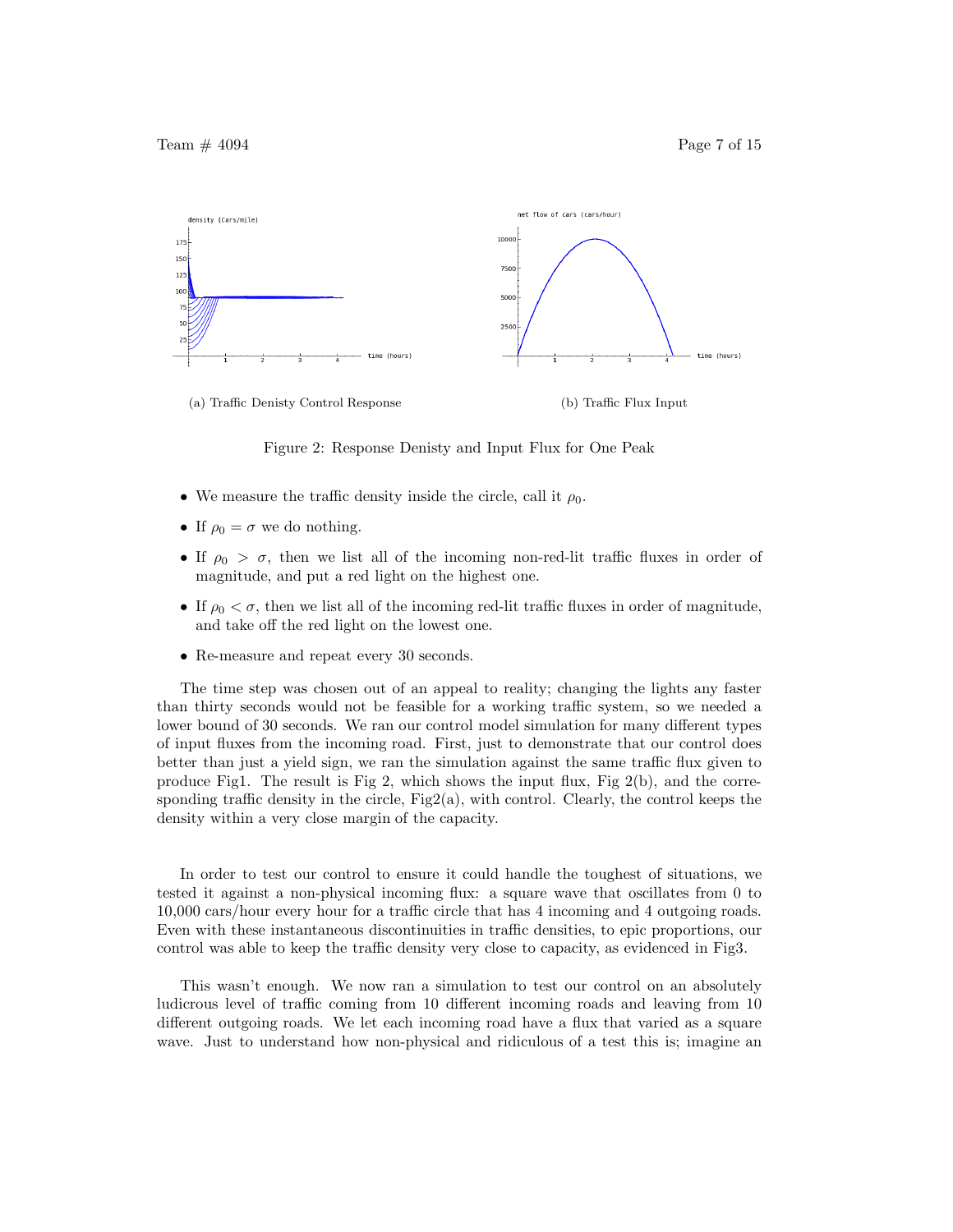(a) Traffic Denisty Control Response

(b) Traffic Flux Input

Figure 2: Response Denisty and Input Flux for One Peak

- We measure the traffic density inside the circle, call it $\rho_0$.
- If $\rho_0 = \sigma$ we do nothing.
- If $\rho_0 > \sigma$, then we list all of the incoming non-red-lit traffic fluxes in order of magnitude, and put a red light on the highest one.
- If $\rho_0 < \sigma$, then we list all of the incoming red-lit traffic fluxes in order of magnitude, and take off the red light on the lowest one.
- Re-measure and repeat every 30 seconds.

The time step was chosen out of an appeal to reality; changing the lights any faster than thirty seconds would not be feasible for a working traffic system, so we needed a lower bound of 30 seconds. We ran our control model simulation for many different types of input fluxes from the incoming road. First, just to demonstrate that our control does better than just a yield sign, we ran the simulation against the same traffic flux given to produce Fig1. The result is Fig 2, which shows the input flux, Fig 2(b), and the corresponding traffic density in the circle, Fig2(a), with control. Clearly, the control keeps the density within a very close margin of the capacity.

In order to test our control to ensure it could handle the toughest of situations, we tested it against a non-physical incoming flux: a square wave that oscillates from 0 to 10,000 cars/hour every hour for a traffic circle that has 4 incoming and 4 outgoing roads. Even with these instantaneous discontinuities in traffic densities, to epic proportions, our control was able to keep the traffic density very close to capacity, as evidenced in Fig3.

This wasn't enough. We now ran a simulation to test our control on an absolutely ludicrous level of traffic coming from 10 different incoming roads and leaving from 10 different outgoing roads. We let each incoming road have a flux that varied as a square wave. Just to understand how non-physical and ridiculous of a test this is; imagine an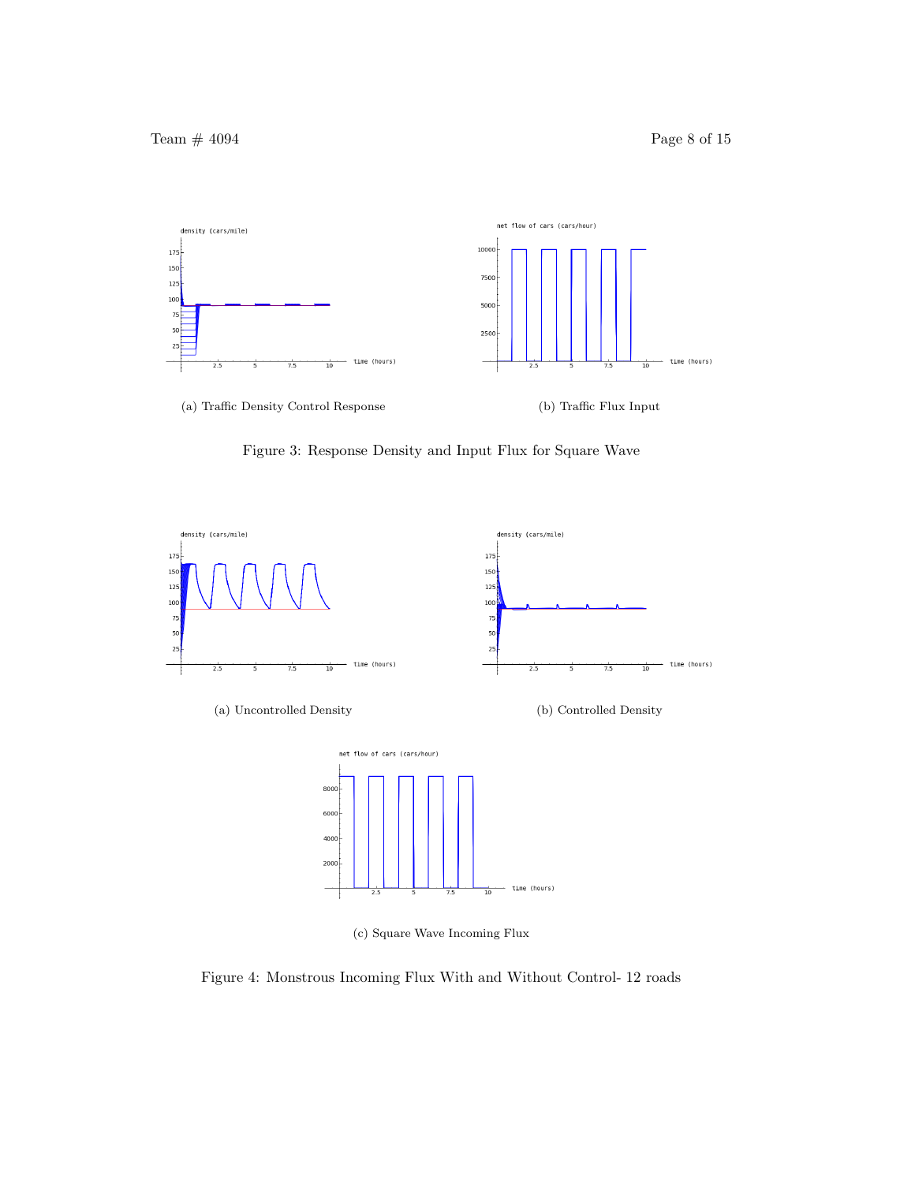(a) Traffic Density Control Response

(b) Traffic Flux Input

Figure 3: Response Density and Input Flux for Square Wave

(a) Uncontrolled Density

(b) Controlled Density

(c) Square Wave Incoming Flux

Figure 4: Monstrous Incoming Flux With and Without Control- 12 roads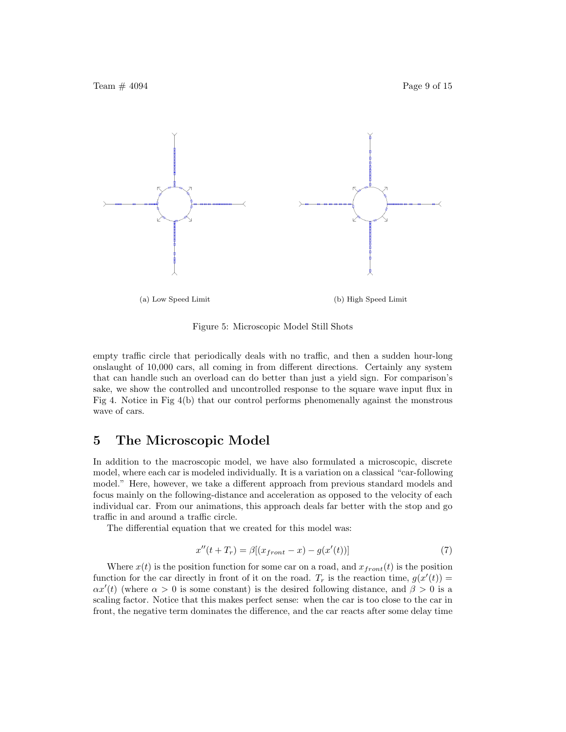(a) Low Speed Limit

(b) High Speed Limit

Figure 5: Microscopic Model Still Shots

empty traffic circle that periodically deals with no traffic, and then a sudden hour-long onslaught of 10,000 cars, all coming in from different directions. Certainly any system that can handle such an overload can do better than just a yield sign. For comparison's sake, we show the controlled and uncontrolled response to the square wave input flux in Fig 4. Notice in Fig 4(b) that our control performs phenomenally against the monstrous wave of cars.

## 5 The Microscopic Model

In addition to the macroscopic model, we have also formulated a microscopic, discrete model, where each car is modeled individually. It is a variation on a classical "car-following model." Here, however, we take a different approach from previous standard models and focus mainly on the following-distance and acceleration as opposed to the velocity of each individual car. From our animations, this approach deals far better with the stop and go traffic in and around a traffic circle.

The differential equation that we created for this model was:

$$x''(t + T_r) = \beta[(x_{front} - x) - g(x'(t))] \tag{7}$$

Where $x(t)$ is the position function for some car on a road, and $x_{front}(t)$ is the position function for the car directly in front of it on the road. $T_r$ is the reaction time, $g(x'(t)) = \alpha x'(t)$ (where $\alpha > 0$ is some constant) is the desired following distance, and $\beta > 0$ is a scaling factor. Notice that this makes perfect sense: when the car is too close to the car in front, the negative term dominates the difference, and the car reacts after some delay time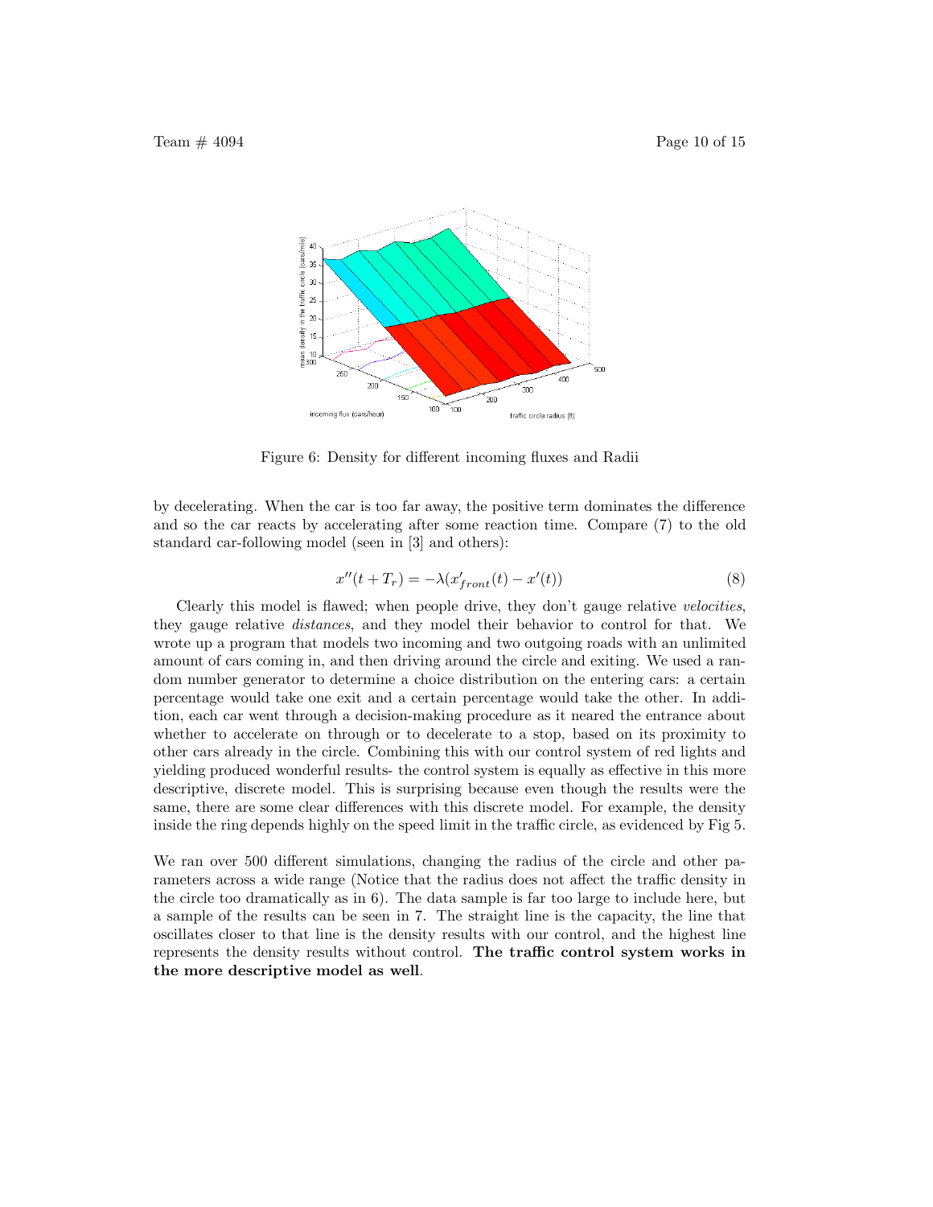Figure 6: Density for different incoming fluxes and Radii

by decelerating. When the car is too far away, the positive term dominates the difference and so the car reacts by accelerating after some reaction time. Compare (7) to the old standard car-following model (seen in [3] and others):

$$x''(t + T_r) = -\lambda(x'_{front}(t) - x'(t)) \tag{8}$$

Clearly this model is flawed; when people drive, they don't gauge relative *velocities*, they gauge relative *distances*, and they model their behavior to control for that. We wrote up a program that models two incoming and two outgoing roads with an unlimited amount of cars coming in, and then driving around the circle and exiting. We used a random number generator to determine a choice distribution on the entering cars: a certain percentage would take one exit and a certain percentage would take the other. In addition, each car went through a decision-making procedure as it neared the entrance about whether to accelerate on through or to decelerate to a stop, based on its proximity to other cars already in the circle. Combining this with our control system of red lights and yielding produced wonderful results- the control system is equally as effective in this more descriptive, discrete model. This is surprising because even though the results were the same, there are some clear differences with this discrete model. For example, the density inside the ring depends highly on the speed limit in the traffic circle, as evidenced by Fig 5.

We ran over 500 different simulations, changing the radius of the circle and other parameters across a wide range (Notice that the radius does not affect the traffic density in the circle too dramatically as in 6). The data sample is far too large to include here, but a sample of the results can be seen in 7. The straight line is the capacity, the line that oscillates closer to that line is the density results with our control, and the highest line represents the density results without control. **The traffic control system works in the more descriptive model as well**.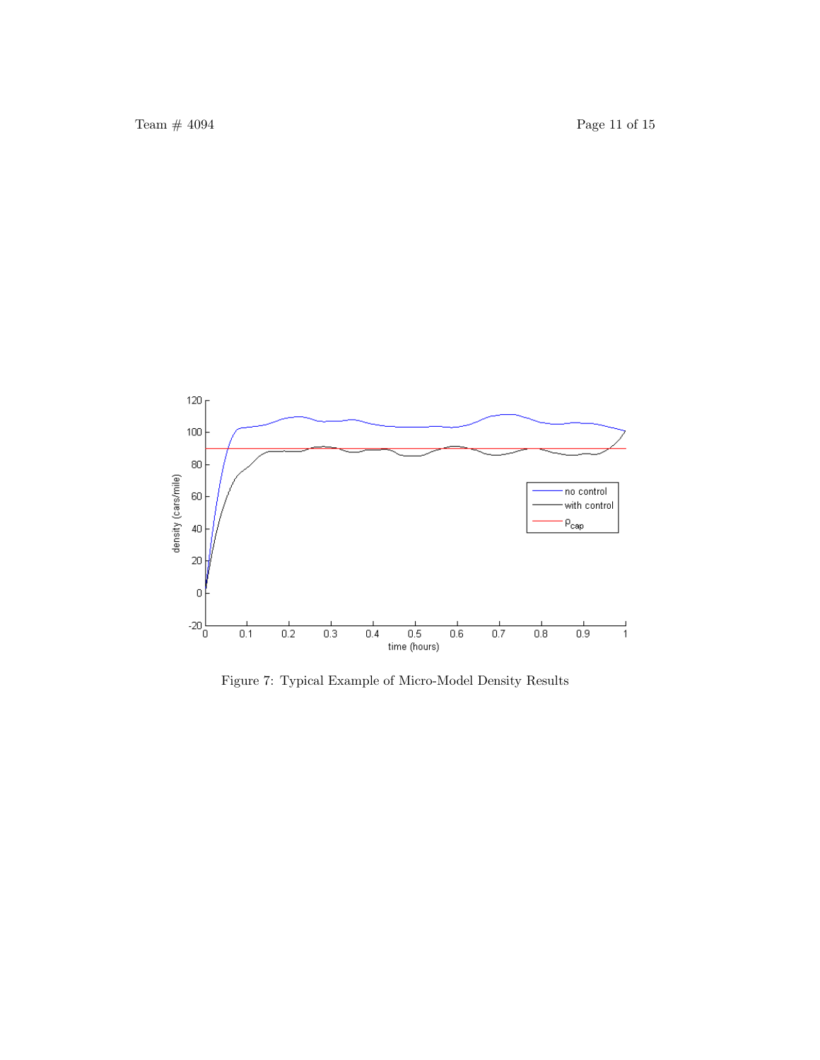Figure 7: Typical Example of Micro-Model Density Results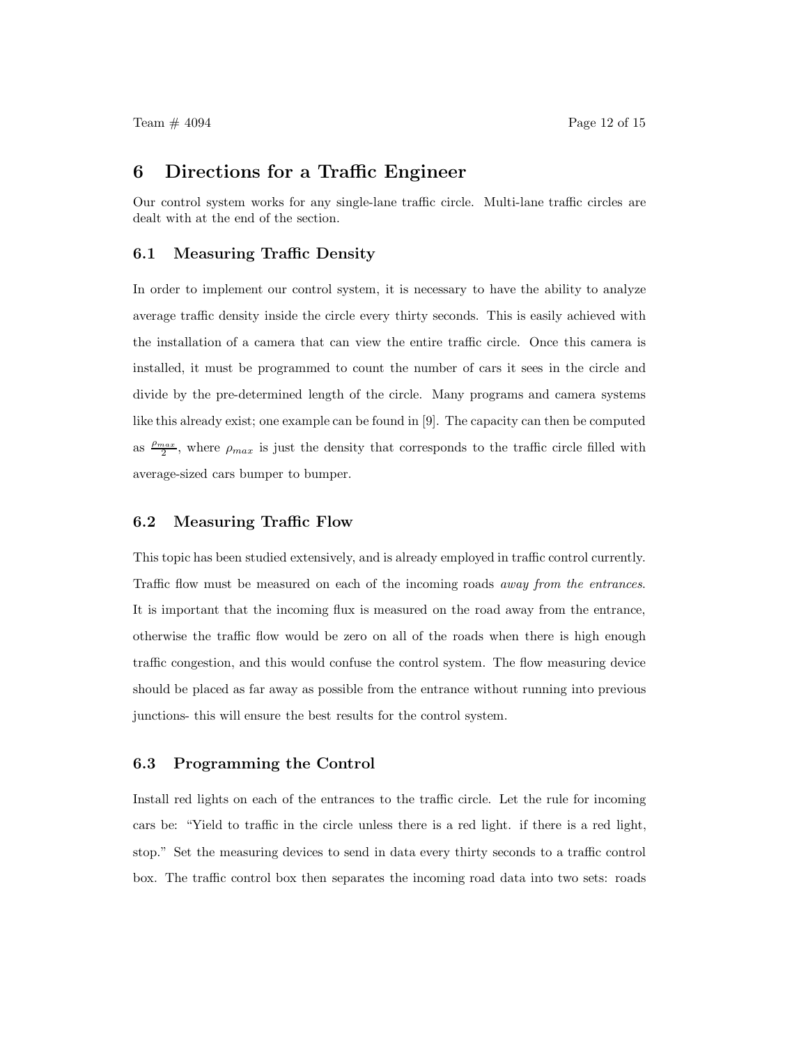## 6 Directions for a Traffic Engineer

Our control system works for any single-lane traffic circle. Multi-lane traffic circles are dealt with at the end of the section.

### 6.1 Measuring Traffic Density

In order to implement our control system, it is necessary to have the ability to analyze average traffic density inside the circle every thirty seconds. This is easily achieved with the installation of a camera that can view the entire traffic circle. Once this camera is installed, it must be programmed to count the number of cars it sees in the circle and divide by the pre-determined length of the circle. Many programs and camera systems like this already exist; one example can be found in [9]. The capacity can then be computed as $\frac{\rho_{max}}{2}$, where $\rho_{max}$ is just the density that corresponds to the traffic circle filled with average-sized cars bumper to bumper.

### 6.2 Measuring Traffic Flow

This topic has been studied extensively, and is already employed in traffic control currently. Traffic flow must be measured on each of the incoming roads *away from the entrances*. It is important that the incoming flux is measured on the road away from the entrance, otherwise the traffic flow would be zero on all of the roads when there is high enough traffic congestion, and this would confuse the control system. The flow measuring device should be placed as far away as possible from the entrance without running into previous junctions- this will ensure the best results for the control system.

### 6.3 Programming the Control

Install red lights on each of the entrances to the traffic circle. Let the rule for incoming cars be: "Yield to traffic in the circle unless there is a red light. if there is a red light, stop." Set the measuring devices to send in data every thirty seconds to a traffic control box. The traffic control box then separates the incoming road data into two sets: roads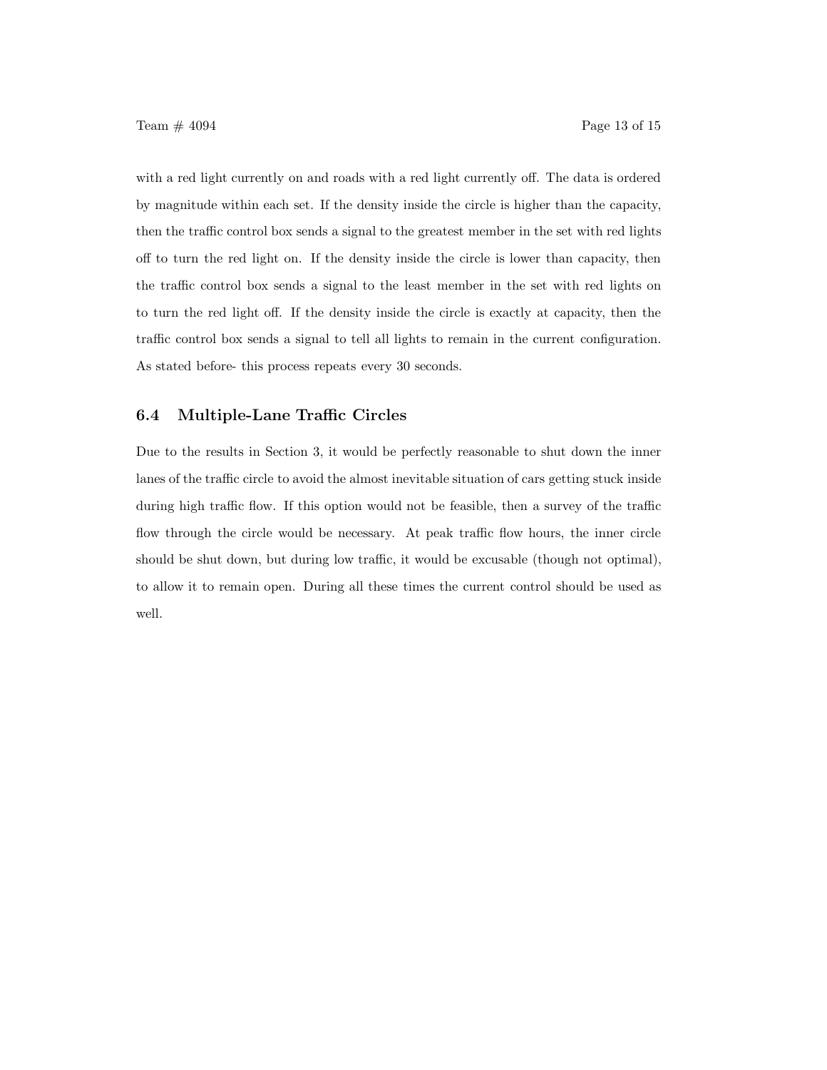with a red light currently on and roads with a red light currently off. The data is ordered by magnitude within each set. If the density inside the circle is higher than the capacity, then the traffic control box sends a signal to the greatest member in the set with red lights off to turn the red light on. If the density inside the circle is lower than capacity, then the traffic control box sends a signal to the least member in the set with red lights on to turn the red light off. If the density inside the circle is exactly at capacity, then the traffic control box sends a signal to tell all lights to remain in the current configuration. As stated before- this process repeats every 30 seconds.

### 6.4 Multiple-Lane Traffic Circles

Due to the results in Section 3, it would be perfectly reasonable to shut down the inner lanes of the traffic circle to avoid the almost inevitable situation of cars getting stuck inside during high traffic flow. If this option would not be feasible, then a survey of the traffic flow through the circle would be necessary. At peak traffic flow hours, the inner circle should be shut down, but during low traffic, it would be excusable (though not optimal), to allow it to remain open. During all these times the current control should be used as well.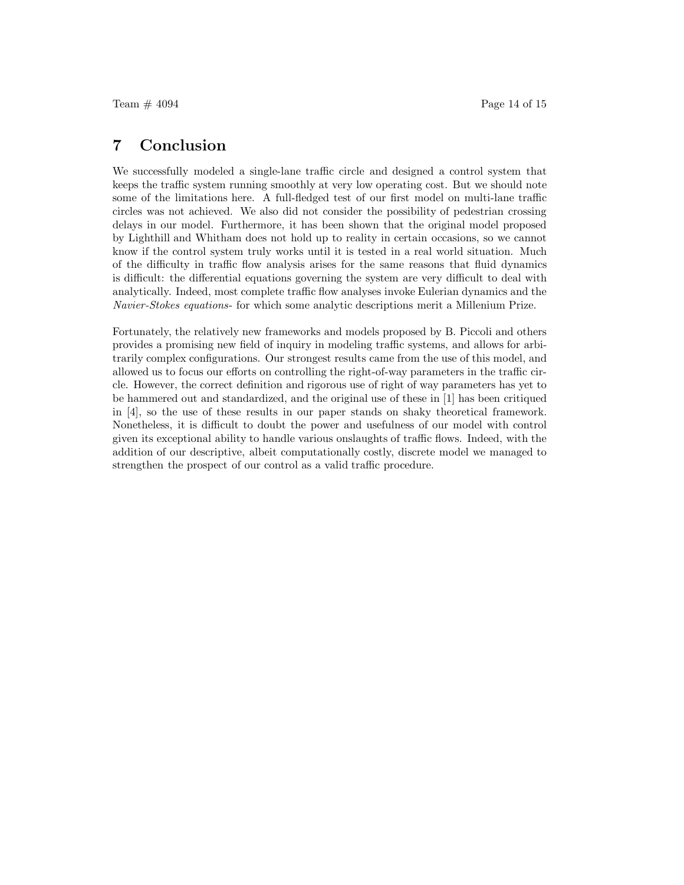## 7 Conclusion

We successfully modeled a single-lane traffic circle and designed a control system that keeps the traffic system running smoothly at very low operating cost. But we should note some of the limitations here. A full-fledged test of our first model on multi-lane traffic circles was not achieved. We also did not consider the possibility of pedestrian crossing delays in our model. Furthermore, it has been shown that the original model proposed by Lighthill and Whitham does not hold up to reality in certain occasions, so we cannot know if the control system truly works until it is tested in a real world situation. Much of the difficulty in traffic flow analysis arises for the same reasons that fluid dynamics is difficult: the differential equations governing the system are very difficult to deal with analytically. Indeed, most complete traffic flow analyses invoke Eulerian dynamics and the *Navier-Stokes equations*- for which some analytic descriptions merit a Millenium Prize.

Fortunately, the relatively new frameworks and models proposed by B. Piccoli and others provides a promising new field of inquiry in modeling traffic systems, and allows for arbitrarily complex configurations. Our strongest results came from the use of this model, and allowed us to focus our efforts on controlling the right-of-way parameters in the traffic circle. However, the correct definition and rigorous use of right of way parameters has yet to be hammered out and standardized, and the original use of these in [1] has been critiqued in [4], so the use of these results in our paper stands on shaky theoretical framework. Nonetheless, it is difficult to doubt the power and usefulness of our model with control given its exceptional ability to handle various onslaughts of traffic flows. Indeed, with the addition of our descriptive, albeit computationally costly, discrete model we managed to strengthen the prospect of our control as a valid traffic procedure.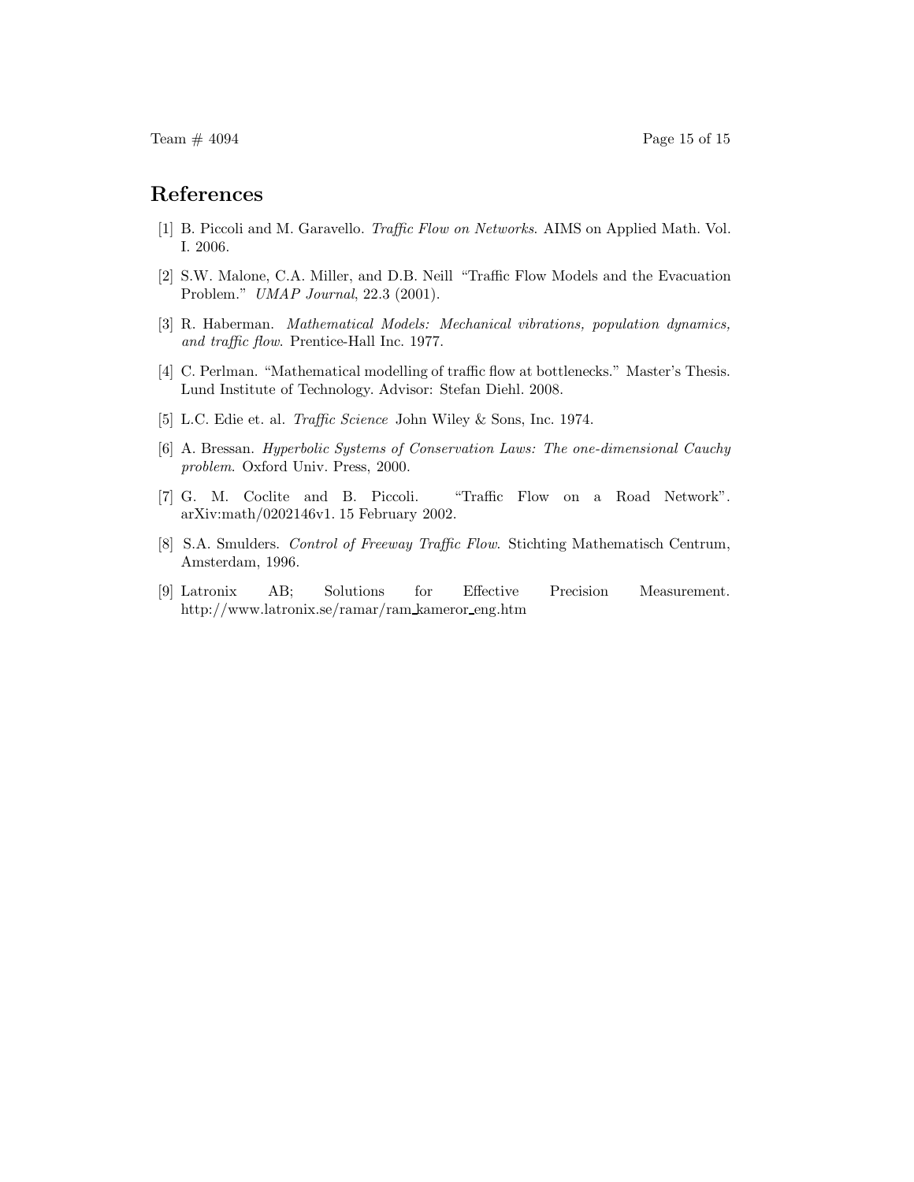## References

[1] B. Piccoli and M. Garavello. *Traffic Flow on Networks*. AIMS on Applied Math. Vol. I. 2006.

[2] S.W. Malone, C.A. Miller, and D.B. Neill "Traffic Flow Models and the Evacuation Problem." *UMAP Journal*, 22.3 (2001).

[3] R. Haberman. *Mathematical Models: Mechanical vibrations, population dynamics, and traffic flow*. Prentice-Hall Inc. 1977.

[4] C. Perlman. "Mathematical modelling of traffic flow at bottlenecks." Master's Thesis. Lund Institute of Technology. Advisor: Stefan Diehl. 2008.

[5] L.C. Edie et. al. *Traffic Science* John Wiley & Sons, Inc. 1974.

[6] A. Bressan. *Hyperbolic Systems of Conservation Laws: The one-dimensional Cauchy problem*. Oxford Univ. Press, 2000.

[7] G. M. Coclite and B. Piccoli. "Traffic Flow on a Road Network". arXiv:math/0202146v1. 15 February 2002.

[8] S.A. Smulders. *Control of Freeway Traffic Flow*. Stichting Mathematisch Centrum, Amsterdam, 1996.

[9] Latronix AB; Solutions for Effective Precision Measurement. http://www.latronix.se/ramar/ram_kameror_eng.htm